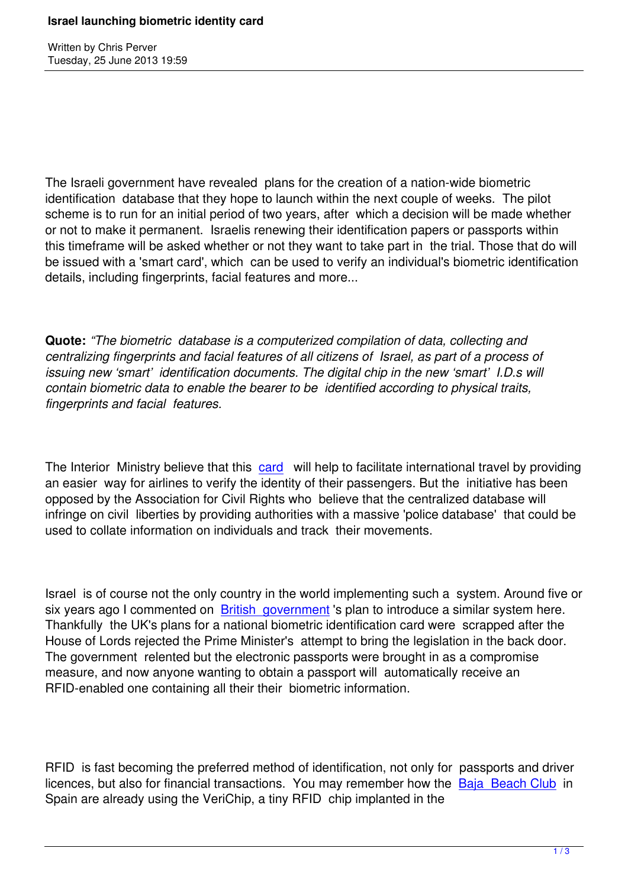# Israel launching biometric identity card

Written by Chris Perver
Tuesday, 25 June 2013 19:59

The Israeli government have revealed plans for the creation of a nation-wide biometric identification database that they hope to launch within the next couple of weeks. The pilot scheme is to run for an initial period of two years, after which a decision will be made whether or not to make it permanent. Israelis renewing their identification papers or passports within this timeframe will be asked whether or not they want to take part in the trial. Those that do will be issued with a 'smart card', which can be used to verify an individual's biometric identification details, including fingerprints, facial features and more...

**Quote:** *"The biometric database is a computerized compilation of data, collecting and centralizing fingerprints and facial features of all citizens of Israel, as part of a process of issuing new 'smart' identification documents. The digital chip in the new 'smart' I.D.s will contain biometric data to enable the bearer to be identified according to physical traits, fingerprints and facial features.*

The Interior Ministry believe that this card will help to facilitate international travel by providing an easier way for airlines to verify the identity of their passengers. But the initiative has been opposed by the Association for Civil Rights who believe that the centralized database will infringe on civil liberties by providing authorities with a massive 'police database' that could be used to collate information on individuals and track their movements.

Israel is of course not the only country in the world implementing such a system. Around five or six years ago I commented on British government's plan to introduce a similar system here. Thankfully the UK's plans for a national biometric identification card were scrapped after the House of Lords rejected the Prime Minister's attempt to bring the legislation in the back door. The government relented but the electronic passports were brought in as a compromise measure, and now anyone wanting to obtain a passport will automatically receive an RFID-enabled one containing all their their biometric information.

RFID is fast becoming the preferred method of identification, not only for passports and driver licences, but also for financial transactions. You may remember how the Baja Beach Club in Spain are already using the VeriChip, a tiny RFID chip implanted in the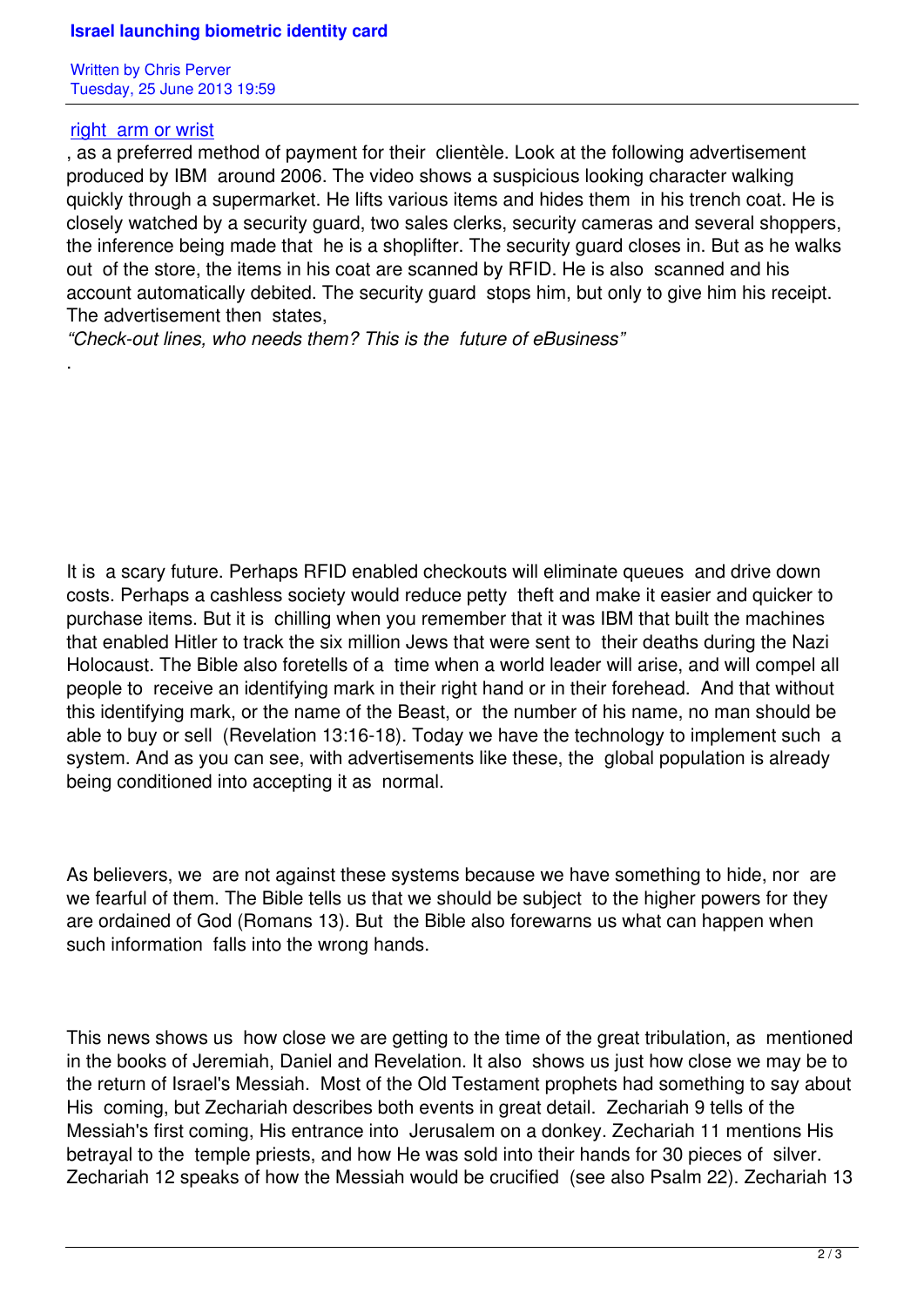right arm or wrist

, as a preferred method of payment for their clientèle. Look at the following advertisement produced by IBM around 2006. The video shows a suspicious looking character walking quickly through a supermarket. He lifts various items and hides them in his trench coat. He is closely watched by a security guard, two sales clerks, security cameras and several shoppers, the inference being made that he is a shoplifter. The security guard closes in. But as he walks out of the store, the items in his coat are scanned by RFID. He is also scanned and his account automatically debited. The security guard stops him, but only to give him his receipt. The advertisement then states,

*"Check-out lines, who needs them? This is the future of eBusiness"*

.

It is a scary future. Perhaps RFID enabled checkouts will eliminate queues and drive down costs. Perhaps a cashless society would reduce petty theft and make it easier and quicker to purchase items. But it is chilling when you remember that it was IBM that built the machines that enabled Hitler to track the six million Jews that were sent to their deaths during the Nazi Holocaust. The Bible also foretells of a time when a world leader will arise, and will compel all people to receive an identifying mark in their right hand or in their forehead. And that without this identifying mark, or the name of the Beast, or the number of his name, no man should be able to buy or sell (Revelation 13:16-18). Today we have the technology to implement such a system. And as you can see, with advertisements like these, the global population is already being conditioned into accepting it as normal.

As believers, we are not against these systems because we have something to hide, nor are we fearful of them. The Bible tells us that we should be subject to the higher powers for they are ordained of God (Romans 13). But the Bible also forewarns us what can happen when such information falls into the wrong hands.

This news shows us how close we are getting to the time of the great tribulation, as mentioned in the books of Jeremiah, Daniel and Revelation. It also shows us just how close we may be to the return of Israel's Messiah. Most of the Old Testament prophets had something to say about His coming, but Zechariah describes both events in great detail. Zechariah 9 tells of the Messiah's first coming, His entrance into Jerusalem on a donkey. Zechariah 11 mentions His betrayal to the temple priests, and how He was sold into their hands for 30 pieces of silver. Zechariah 12 speaks of how the Messiah would be crucified (see also Psalm 22). Zechariah 13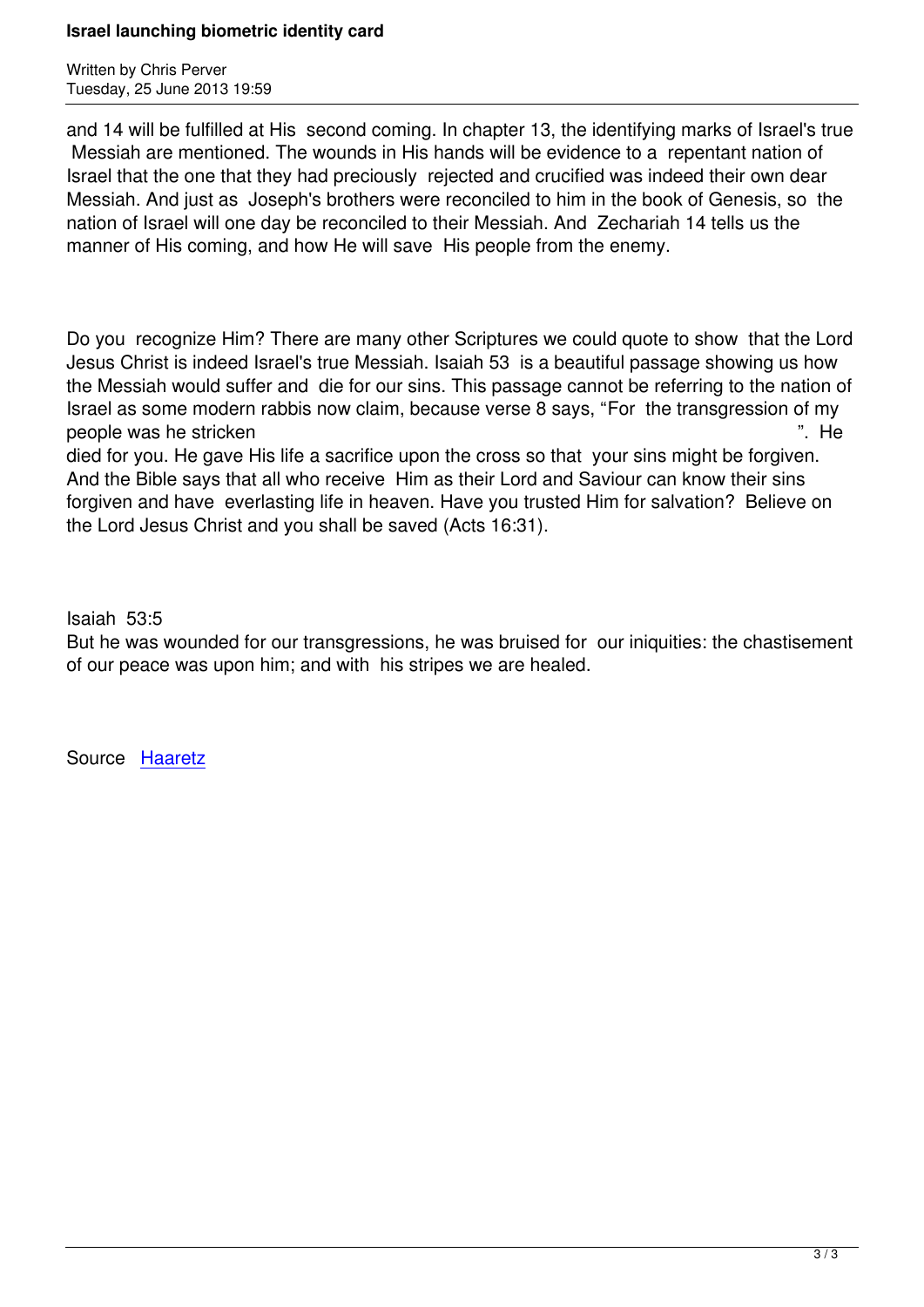and 14 will be fulfilled at His second coming. In chapter 13, the identifying marks of Israel's true Messiah are mentioned. The wounds in His hands will be evidence to a repentant nation of Israel that the one that they had preciously rejected and crucified was indeed their own dear Messiah. And just as Joseph's brothers were reconciled to him in the book of Genesis, so the nation of Israel will one day be reconciled to their Messiah. And Zechariah 14 tells us the manner of His coming, and how He will save His people from the enemy.

Do you recognize Him? There are many other Scriptures we could quote to show that the Lord Jesus Christ is indeed Israel's true Messiah. Isaiah 53 is a beautiful passage showing us how the Messiah would suffer and die for our sins. This passage cannot be referring to the nation of Israel as some modern rabbis now claim, because verse 8 says, "For the transgression of my people was he stricken ". He died for you. He gave His life a sacrifice upon the cross so that your sins might be forgiven. And the Bible says that all who receive Him as their Lord and Saviour can know their sins forgiven and have everlasting life in heaven. Have you trusted Him for salvation? Believe on the Lord Jesus Christ and you shall be saved (Acts 16:31).

Isaiah 53:5
But he was wounded for our transgressions, he was bruised for our iniquities: the chastisement of our peace was upon him; and with his stripes we are healed.

Source Haaretz